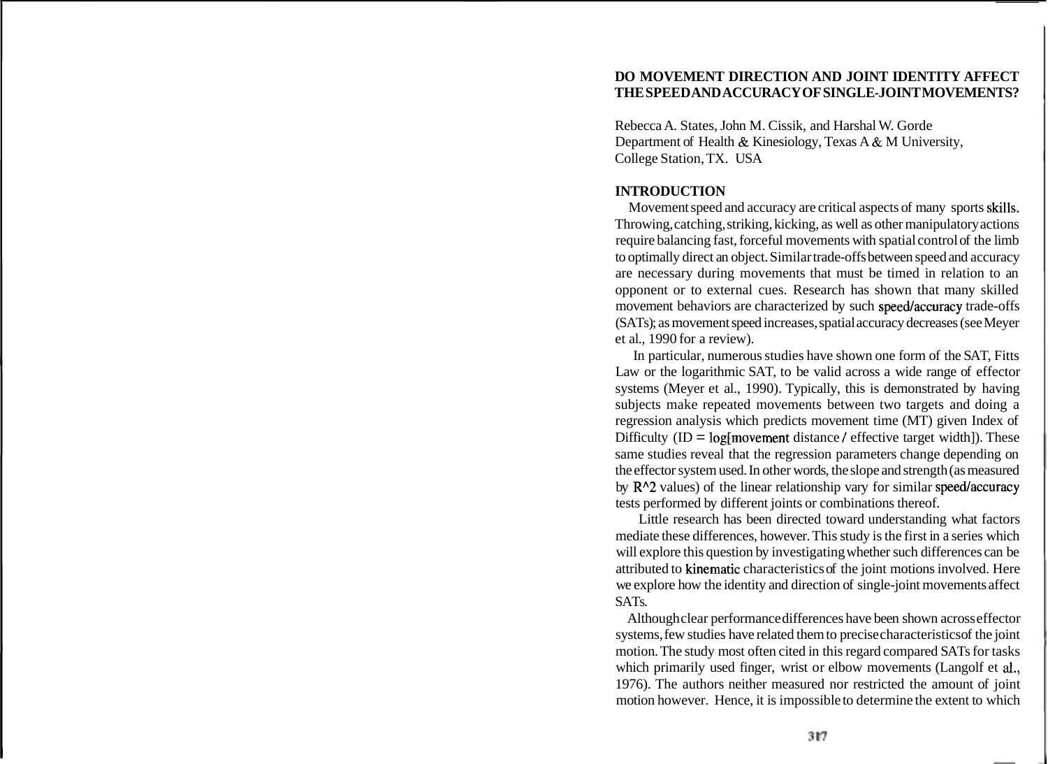# DO MOVEMENT DIRECTION AND JOINT IDENTITY AFFECT THE SPEED AND ACCURACY OF SINGLE-JOINT MOVEMENTS?

Rebecca A. States, John M. Cissik, and Harshal W. Gorde
Department of Health & Kinesiology, Texas A & M University,
College Station, TX. USA

## INTRODUCTION

Movement speed and accuracy are critical aspects of many sports skills. Throwing, catching, striking, kicking, as well as other manipulatory actions require balancing fast, forceful movements with spatial control of the limb to optimally direct an object. Similar trade-offs between speed and accuracy are necessary during movements that must be timed in relation to an opponent or to external cues. Research has shown that many skilled movement behaviors are characterized by such speed/accuracy trade-offs (SATs); as movement speed increases, spatial accuracy decreases (see Meyer et al., 1990 for a review).

In particular, numerous studies have shown one form of the SAT, Fitts Law or the logarithmic SAT, to be valid across a wide range of effector systems (Meyer et al., 1990). Typically, this is demonstrated by having subjects make repeated movements between two targets and doing a regression analysis which predicts movement time (MT) given Index of Difficulty (ID = log[movement distance / effective target width]). These same studies reveal that the regression parameters change depending on the effector system used. In other words, the slope and strength (as measured by $R^2$ values) of the linear relationship vary for similar speed/accuracy tests performed by different joints or combinations thereof.

Little research has been directed toward understanding what factors mediate these differences, however. This study is the first in a series which will explore this question by investigating whether such differences can be attributed to kinematic characteristics of the joint motions involved. Here we explore how the identity and direction of single-joint movements affect SATs.

Although clear performance differences have been shown across effector systems, few studies have related them to precise characteristics of the joint motion. The study most often cited in this regard compared SATs for tasks which primarily used finger, wrist or elbow movements (Langolf et al., 1976). The authors neither measured nor restricted the amount of joint motion however. Hence, it is impossible to determine the extent to which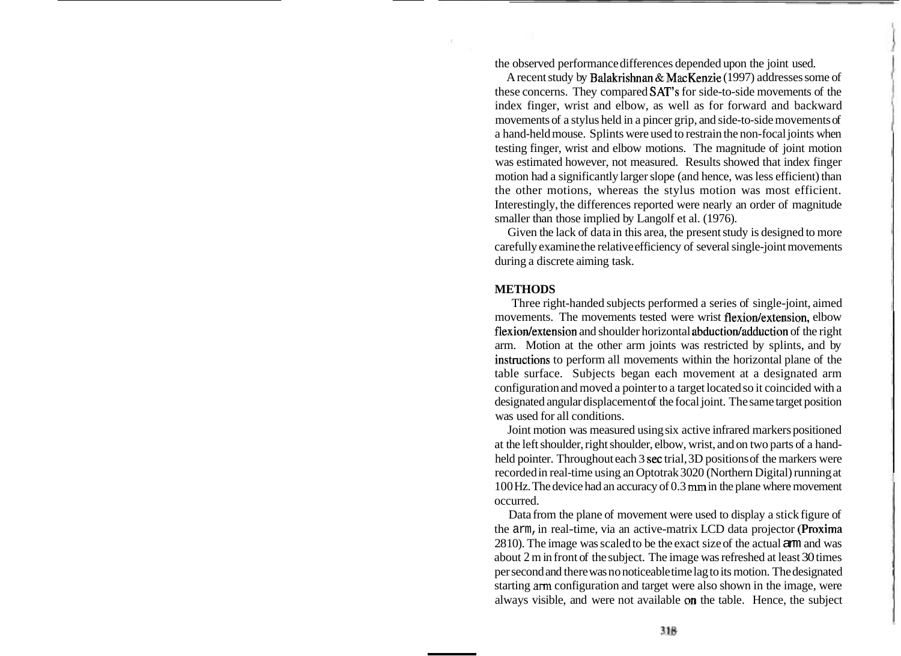the observed performance differences depended upon the joint used.

A recent study by Balakrishnan & MacKenzie (1997) addresses some of these concerns. They compared SAT's for side-to-side movements of the index finger, wrist and elbow, as well as for forward and backward movements of a stylus held in a pincer grip, and side-to-side movements of a hand-held mouse. Splints were used to restrain the non-focal joints when testing finger, wrist and elbow motions. The magnitude of joint motion was estimated however, not measured. Results showed that index finger motion had a significantly larger slope (and hence, was less efficient) than the other motions, whereas the stylus motion was most efficient. Interestingly, the differences reported were nearly an order of magnitude smaller than those implied by Langolf et al. (1976).

Given the lack of data in this area, the present study is designed to more carefully examine the relative efficiency of several single-joint movements during a discrete aiming task.

## METHODS

Three right-handed subjects performed a series of single-joint, aimed movements. The movements tested were wrist flexion/extension, elbow flexion/extension and shoulder horizontal abduction/adduction of the right arm. Motion at the other arm joints was restricted by splints, and by instructions to perform all movements within the horizontal plane of the table surface. Subjects began each movement at a designated arm configuration and moved a pointer to a target located so it coincided with a designated angular displacement of the focal joint. The same target position was used for all conditions.

Joint motion was measured using six active infrared markers positioned at the left shoulder, right shoulder, elbow, wrist, and on two parts of a hand-held pointer. Throughout each 3 sec trial, 3D positions of the markers were recorded in real-time using an Optotrak 3020 (Northern Digital) running at 100 Hz. The device had an accuracy of 0.3 mm in the plane where movement occurred.

Data from the plane of movement were used to display a stick figure of the arm, in real-time, via an active-matrix LCD data projector (Proxima 2810). The image was scaled to be the exact size of the actual arm and was about 2 m in front of the subject. The image was refreshed at least 30 times per second and there was no noticeable time lag to its motion. The designated starting arm configuration and target were also shown in the image, were always visible, and were not available on the table. Hence, the subject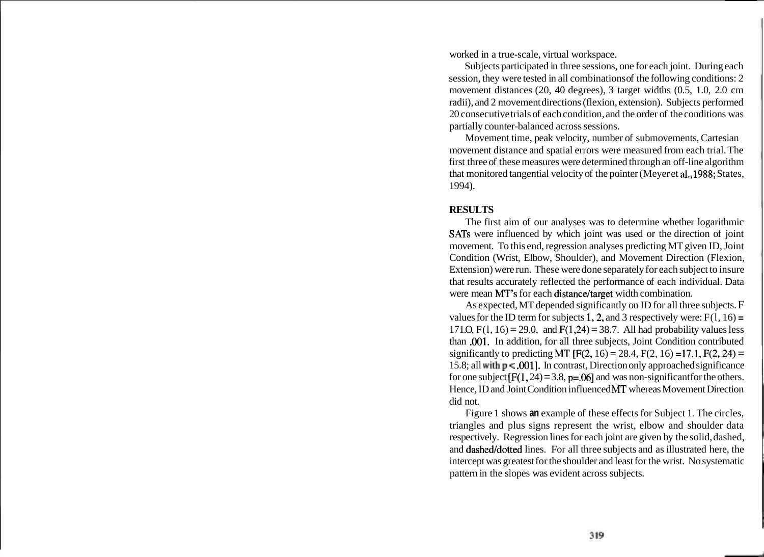worked in a true-scale, virtual workspace.

Subjects participated in three sessions, one for each joint. During each session, they were tested in all combinations of the following conditions: 2 movement distances (20, 40 degrees), 3 target widths (0.5, 1.0, 2.0 cm radii), and 2 movement directions (flexion, extension). Subjects performed 20 consecutive trials of each condition, and the order of the conditions was partially counter-balanced across sessions.

Movement time, peak velocity, number of submovements, Cartesian movement distance and spatial errors were measured from each trial. The first three of these measures were determined through an off-line algorithm that monitored tangential velocity of the pointer (Meyer et al., 1988; States, 1994).

## RESULTS

The first aim of our analyses was to determine whether logarithmic SATs were influenced by which joint was used or the direction of joint movement. To this end, regression analyses predicting MT given ID, Joint Condition (Wrist, Elbow, Shoulder), and Movement Direction (Flexion, Extension) were run. These were done separately for each subject to insure that results accurately reflected the performance of each individual. Data were mean MT's for each distance/target width combination.

As expected, MT depended significantly on ID for all three subjects. F values for the ID term for subjects 1, 2, and 3 respectively were: $F(1, 16) = 171.0$, $F(1, 16) = 29.0$, and $F(1,24) = 38.7$. All had probability values less than .001. In addition, for all three subjects, Joint Condition contributed significantly to predicting MT [$F(2, 16) = 28.4$, $F(2, 16) = 17.1$, $F(2, 24) = 15.8$; all with $p < .001$]. In contrast, Direction only approached significance for one subject [$F(1, 24) = 3.8$, $p = .06$] and was non-significant for the others. Hence, ID and Joint Condition influenced MT whereas Movement Direction did not.

Figure 1 shows an example of these effects for Subject 1. The circles, triangles and plus signs represent the wrist, elbow and shoulder data respectively. Regression lines for each joint are given by the solid, dashed, and dashed/dotted lines. For all three subjects and as illustrated here, the intercept was greatest for the shoulder and least for the wrist. No systematic pattern in the slopes was evident across subjects.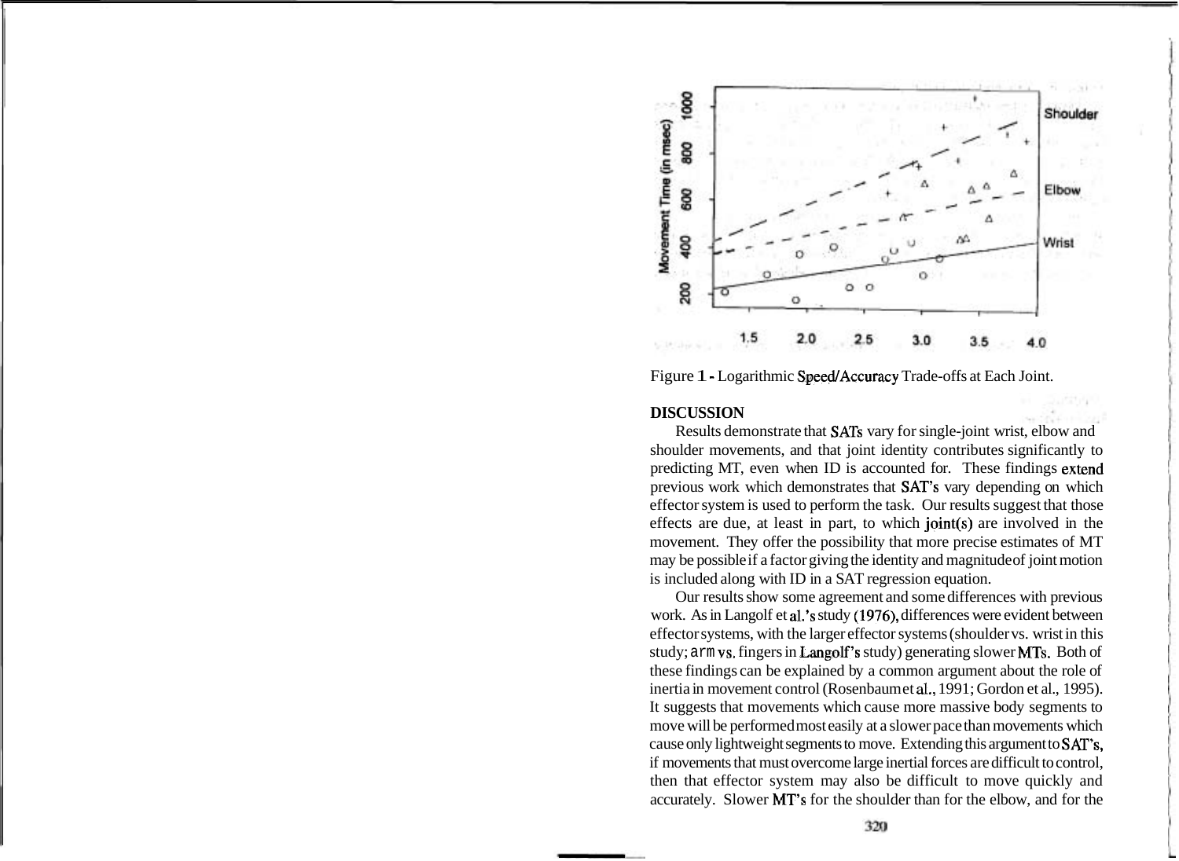Figure 1 - Logarithmic Speed/Accuracy Trade-offs at Each Joint.

**DISCUSSION**

Results demonstrate that SATs vary for single-joint wrist, elbow and shoulder movements, and that joint identity contributes significantly to predicting MT, even when ID is accounted for. These findings extend previous work which demonstrates that SAT's vary depending on which effector system is used to perform the task. Our results suggest that those effects are due, at least in part, to which joint(s) are involved in the movement. They offer the possibility that more precise estimates of MT may be possible if a factor giving the identity and magnitude of joint motion is included along with ID in a SAT regression equation.

Our results show some agreement and some differences with previous work. As in Langolf et al.'s study (1976), differences were evident between effector systems, with the larger effector systems (shoulder vs. wrist in this study; arm vs. fingers in Langolf's study) generating slower MTs. Both of these findings can be explained by a common argument about the role of inertia in movement control (Rosenbaum et al., 1991; Gordon et al., 1995). It suggests that movements which cause more massive body segments to move will be performed most easily at a slower pace than movements which cause only lightweight segments to move. Extending this argument to SAT's, if movements that must overcome large inertial forces are difficult to control, then that effector system may also be difficult to move quickly and accurately. Slower MT's for the shoulder than for the elbow, and for the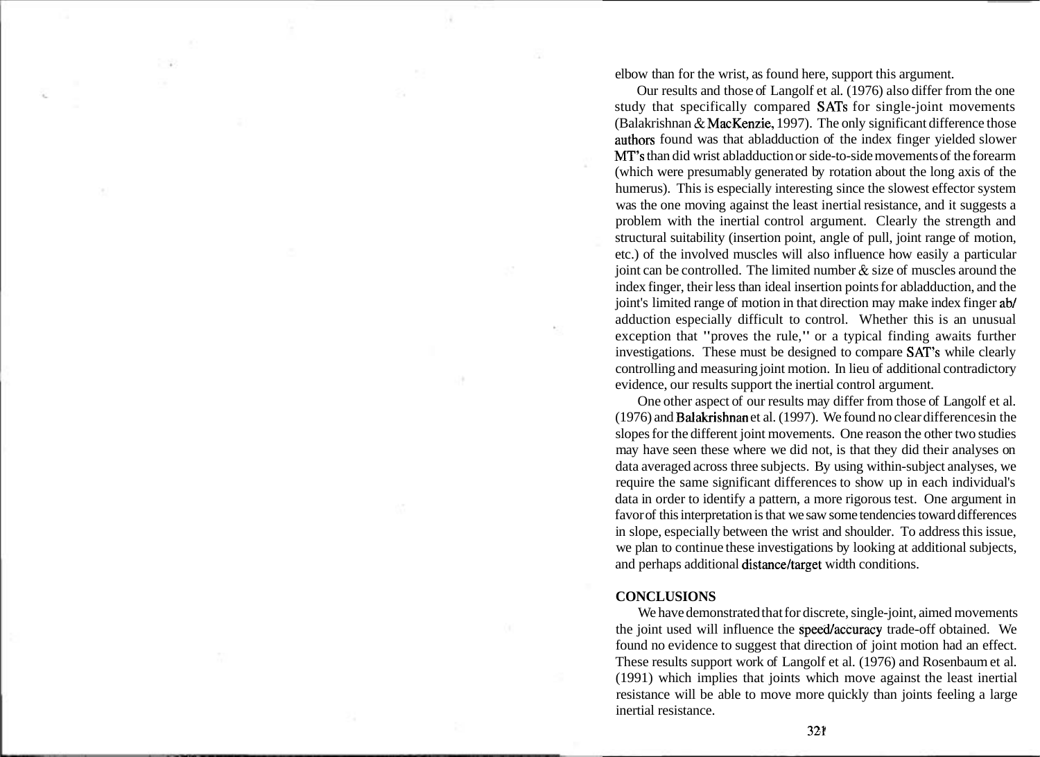elbow than for the wrist, as found here, support this argument.

Our results and those of Langolf et al. (1976) also differ from the one study that specifically compared SATs for single-joint movements (Balakrishnan & MacKenzie, 1997). The only significant difference those authors found was that abladduction of the index finger yielded slower MT's than did wrist abladduction or side-to-side movements of the forearm (which were presumably generated by rotation about the long axis of the humerus). This is especially interesting since the slowest effector system was the one moving against the least inertial resistance, and it suggests a problem with the inertial control argument. Clearly the strength and structural suitability (insertion point, angle of pull, joint range of motion, etc.) of the involved muscles will also influence how easily a particular joint can be controlled. The limited number & size of muscles around the index finger, their less than ideal insertion points for abladduction, and the joint's limited range of motion in that direction may make index finger ab/adduction especially difficult to control. Whether this is an unusual exception that "proves the rule," or a typical finding awaits further investigations. These must be designed to compare SAT's while clearly controlling and measuring joint motion. In lieu of additional contradictory evidence, our results support the inertial control argument.

One other aspect of our results may differ from those of Langolf et al. (1976) and Balakrishnan et al. (1997). We found no clear differences in the slopes for the different joint movements. One reason the other two studies may have seen these where we did not, is that they did their analyses on data averaged across three subjects. By using within-subject analyses, we require the same significant differences to show up in each individual's data in order to identify a pattern, a more rigorous test. One argument in favor of this interpretation is that we saw some tendencies toward differences in slope, especially between the wrist and shoulder. To address this issue, we plan to continue these investigations by looking at additional subjects, and perhaps additional distance/target width conditions.

## CONCLUSIONS

We have demonstrated that for discrete, single-joint, aimed movements the joint used will influence the speed/accuracy trade-off obtained. We found no evidence to suggest that direction of joint motion had an effect. These results support work of Langolf et al. (1976) and Rosenbaum et al. (1991) which implies that joints which move against the least inertial resistance will be able to move more quickly than joints feeling a large inertial resistance.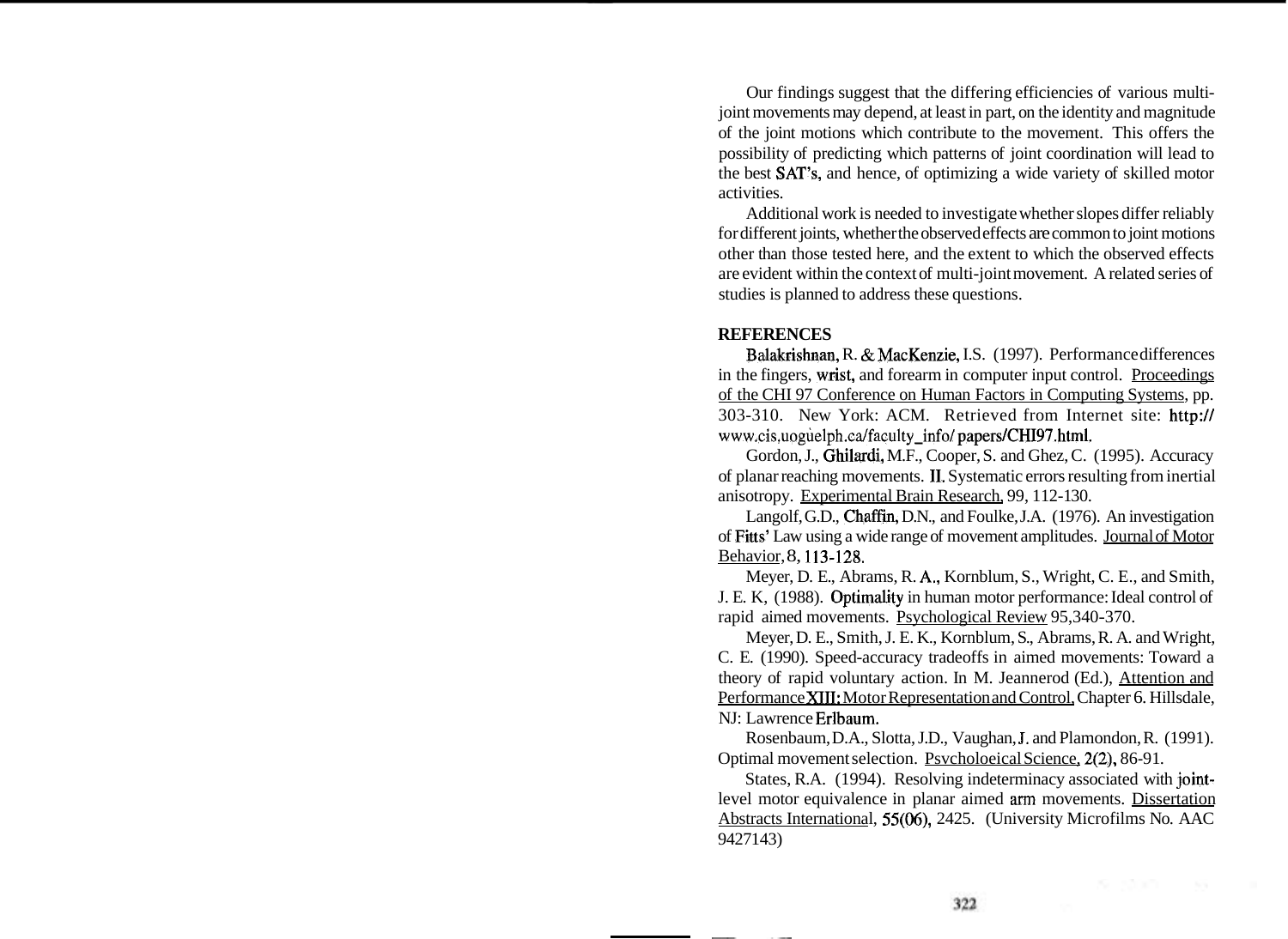Our findings suggest that the differing efficiencies of various multi-joint movements may depend, at least in part, on the identity and magnitude of the joint motions which contribute to the movement. This offers the possibility of predicting which patterns of joint coordination will lead to the best SAT's, and hence, of optimizing a wide variety of skilled motor activities.

Additional work is needed to investigate whether slopes differ reliably for different joints, whether the observed effects are common to joint motions other than those tested here, and the extent to which the observed effects are evident within the context of multi-joint movement. A related series of studies is planned to address these questions.

## REFERENCES

Balakrishnan, R. & MacKenzie, I.S. (1997). Performance differences in the fingers, wrist, and forearm in computer input control. Proceedings of the CHI 97 Conference on Human Factors in Computing Systems, pp. 303-310. New York: ACM. Retrieved from Internet site: http://www.cis.uoguelph.ca/faculty_info/ papers/CHI97.html.

Gordon, J., Ghilardi, M.F., Cooper, S. and Ghez, C. (1995). Accuracy of planar reaching movements. II. Systematic errors resulting from inertial anisotropy. Experimental Brain Research, 99, 112-130.

Langolf, G.D., Chaffin, D.N., and Foulke, J.A. (1976). An investigation of Fitts' Law using a wide range of movement amplitudes. Journal of Motor Behavior, 8, 113-128.

Meyer, D. E., Abrams, R. A., Kornblum, S., Wright, C. E., and Smith, J. E. K, (1988). Optimality in human motor performance: Ideal control of rapid aimed movements. Psychological Review 95,340-370.

Meyer, D. E., Smith, J. E. K., Kornblum, S., Abrams, R. A. and Wright, C. E. (1990). Speed-accuracy tradeoffs in aimed movements: Toward a theory of rapid voluntary action. In M. Jeannerod (Ed.), Attention and Performance XIII: Motor Representation and Control, Chapter 6. Hillsdale, NJ: Lawrence Erlbaum.

Rosenbaum, D.A., Slotta, J.D., Vaughan, J. and Plamondon, R. (1991). Optimal movement selection. Psvcholoeical Science, 2(2), 86-91.

States, R.A. (1994). Resolving indeterminacy associated with joint-level motor equivalence in planar aimed arm movements. Dissertation Abstracts International, 55(06), 2425. (University Microfilms No. AAC 9427143)